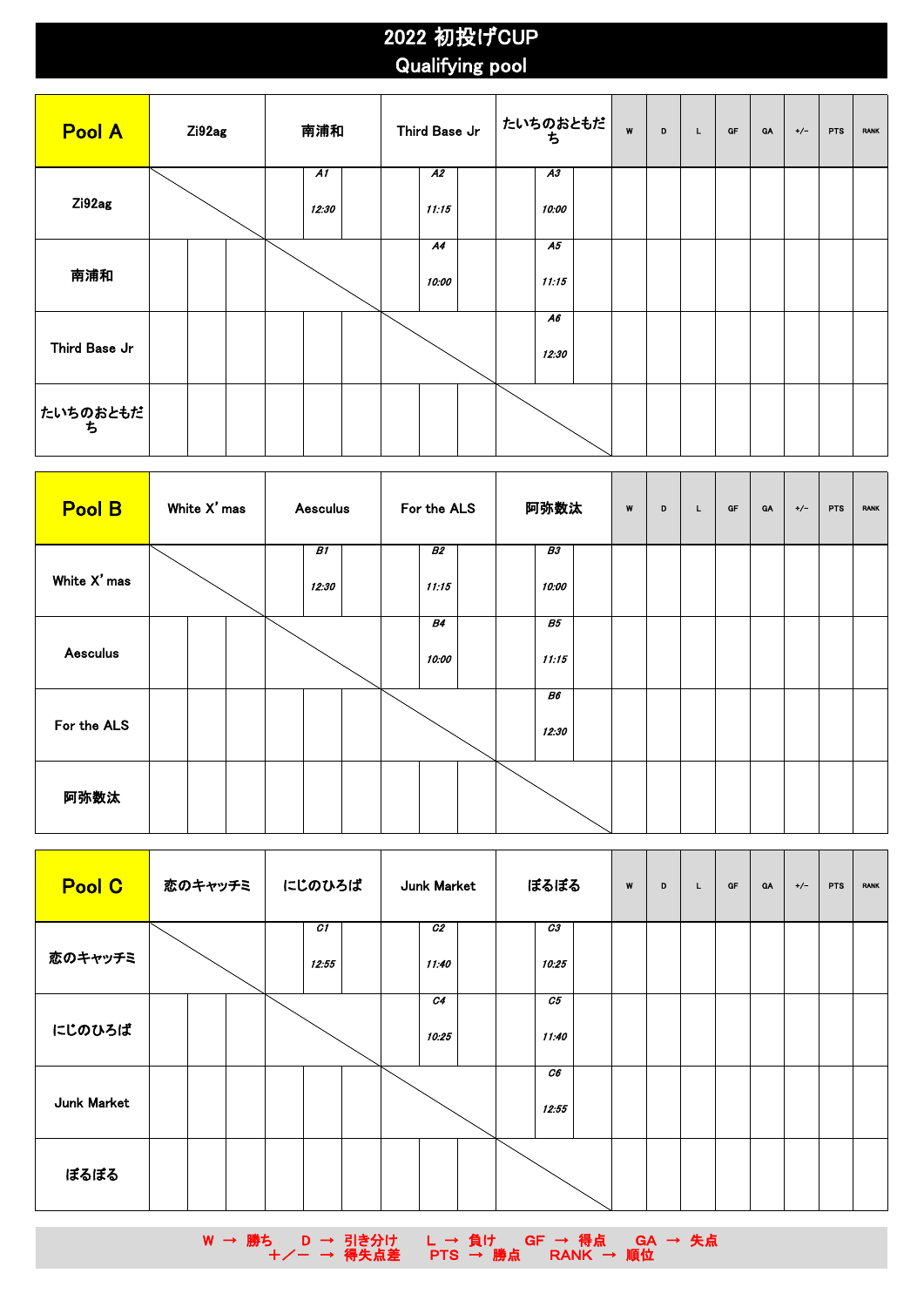# 2022 初投げCUP

## Qualifying pool

| Pool A | Zi92ag | 南浦和 | Third Base Jr | たいちのおともだち | W | D | L | GF | GA | +/- | PTS | RANK |
|---|---|---|---|---|---|---|---|---|---|---|---|---|
| Zi92ag | | A1 12:30 | A2 11:15 | A3 10:00 | | | | | | | | |
| 南浦和 | | | A4 10:00 | A5 11:15 | | | | | | | | |
| Third Base Jr | | | | A6 12:30 | | | | | | | | |
| たいちのおともだち | | | | | | | | | | | | |

| Pool B | White X'mas | Aesculus | For the ALS | 阿弥数汰 | W | D | L | GF | GA | +/- | PTS | RANK |
|---|---|---|---|---|---|---|---|---|---|---|---|---|
| White X'mas | | B1 12:30 | B2 11:15 | B3 10:00 | | | | | | | | |
| Aesculus | | | B4 10:00 | B5 11:15 | | | | | | | | |
| For the ALS | | | | B6 12:30 | | | | | | | | |
| 阿弥数汰 | | | | | | | | | | | | |

| Pool C | 恋のキャッチミ | にじのひろば | Junk Market | ぽるぽる | W | D | L | GF | GA | +/- | PTS | RANK |
|---|---|---|---|---|---|---|---|---|---|---|---|---|
| 恋のキャッチミ | | C1 12:55 | C2 11:40 | C3 10:25 | | | | | | | | |
| にじのひろば | | | C4 10:25 | C5 11:40 | | | | | | | | |
| Junk Market | | | | C6 12:55 | | | | | | | | |
| ぽるぽる | | | | | | | | | | | | |

W → 勝ち　D → 引き分け　L → 負け　GF → 得点　GA → 失点
＋／－ → 得失点差　PTS → 勝点　RANK → 順位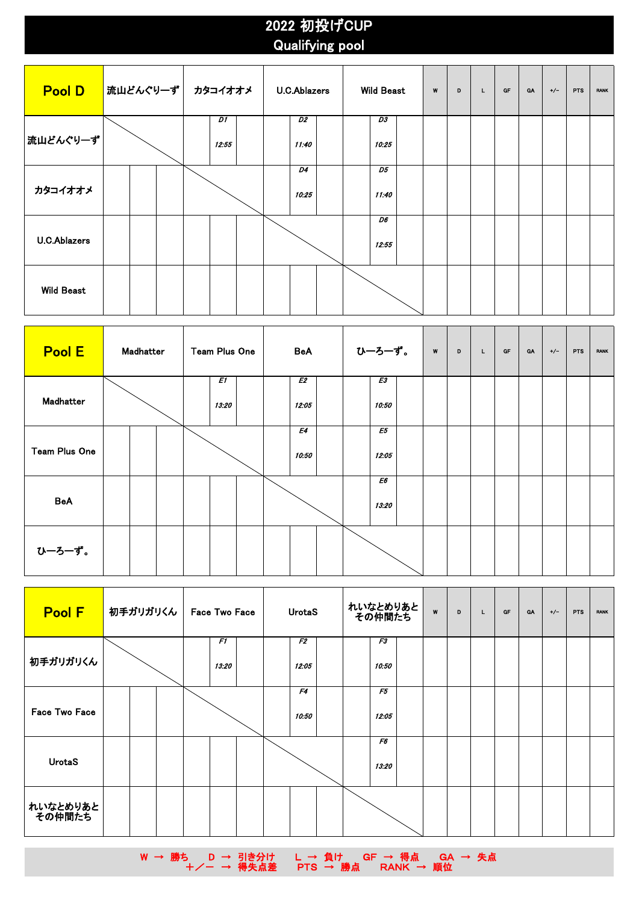# 2022 初投げCUP
## Qualifying pool

| Pool D | 流山どんぐりーず | カタコイオオメ | U.C.Ablazers | Wild Beast | W | D | L | GF | GA | +/− | PTS | RANK |
|---|---|---|---|---|---|---|---|---|---|---|---|---|
| 流山どんぐりーず | | D1 12:55 | D2 11:40 | D3 10:25 | | | | | | | | |
| カタコイオオメ | | | D4 10:25 | D5 11:40 | | | | | | | | |
| U.C.Ablazers | | | | D6 12:55 | | | | | | | | |
| Wild Beast | | | | | | | | | | | | |

| Pool E | Madhatter | Team Plus One | BeA | ひーろーず。 | W | D | L | GF | GA | +/− | PTS | RANK |
|---|---|---|---|---|---|---|---|---|---|---|---|---|
| Madhatter | | E1 13:20 | E2 12:05 | E3 10:50 | | | | | | | | |
| Team Plus One | | | E4 10:50 | E5 12:05 | | | | | | | | |
| BeA | | | | E6 13:20 | | | | | | | | |
| ひーろーず。 | | | | | | | | | | | | |

| Pool F | 初手ガリガリくん | Face Two Face | UrotaS | れいなとめりあとその仲間たち | W | D | L | GF | GA | +/− | PTS | RANK |
|---|---|---|---|---|---|---|---|---|---|---|---|---|
| 初手ガリガリくん | | F1 13:20 | F2 12:05 | F3 10:50 | | | | | | | | |
| Face Two Face | | | F4 10:50 | F5 12:05 | | | | | | | | |
| UrotaS | | | | F6 13:20 | | | | | | | | |
| れいなとめりあとその仲間たち | | | | | | | | | | | | |

W → 勝ち　D → 引き分け　L → 負け　GF → 得点　GA → 失点
＋／－ → 得失点差　PTS → 勝点　RANK → 順位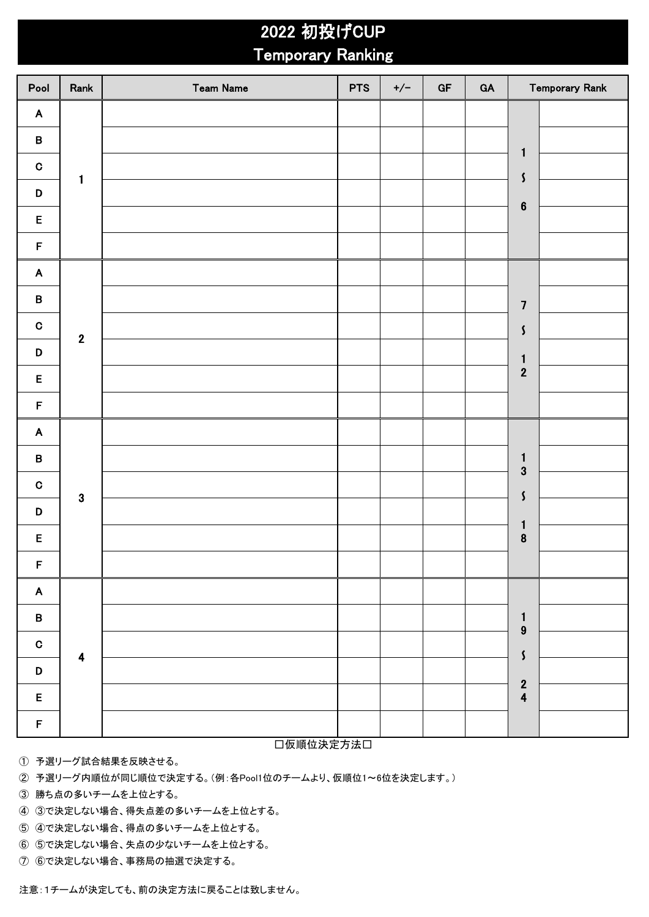# 2022 初投げCUP
## Temporary Ranking

| Pool | Rank | Team Name | PTS | +/- | GF | GA | Temporary Rank | |
|---|---|---|---|---|---|---|---|---|
| A | 1 | | | | | | 1 〜 6 | |
| B | | | | | | | | |
| C | | | | | | | | |
| D | | | | | | | | |
| E | | | | | | | | |
| F | | | | | | | | |
| A | 2 | | | | | | 7 〜 12 | |
| B | | | | | | | | |
| C | | | | | | | | |
| D | | | | | | | | |
| E | | | | | | | | |
| F | | | | | | | | |
| A | 3 | | | | | | 13 〜 18 | |
| B | | | | | | | | |
| C | | | | | | | | |
| D | | | | | | | | |
| E | | | | | | | | |
| F | | | | | | | | |
| A | 4 | | | | | | 19 〜 24 | |
| B | | | | | | | | |
| C | | | | | | | | |
| D | | | | | | | | |
| E | | | | | | | | |
| F | | | | | | | | |

□仮順位決定方法□

① 予選リーグ試合結果を反映させる。
② 予選リーグ内順位が同じ順位で決定する。(例:各Pool1位のチームより、仮順位1〜6位を決定します。)
③ 勝ち点の多いチームを上位とする。
④ ③で決定しない場合、得失点差の多いチームを上位とする。
⑤ ④で決定しない場合、得点の多いチームを上位とする。
⑥ ⑤で決定しない場合、失点の少ないチームを上位とする。
⑦ ⑥で決定しない場合、事務局の抽選で決定する。

注意:1チームが決定しても、前の決定方法に戻ることは致しません。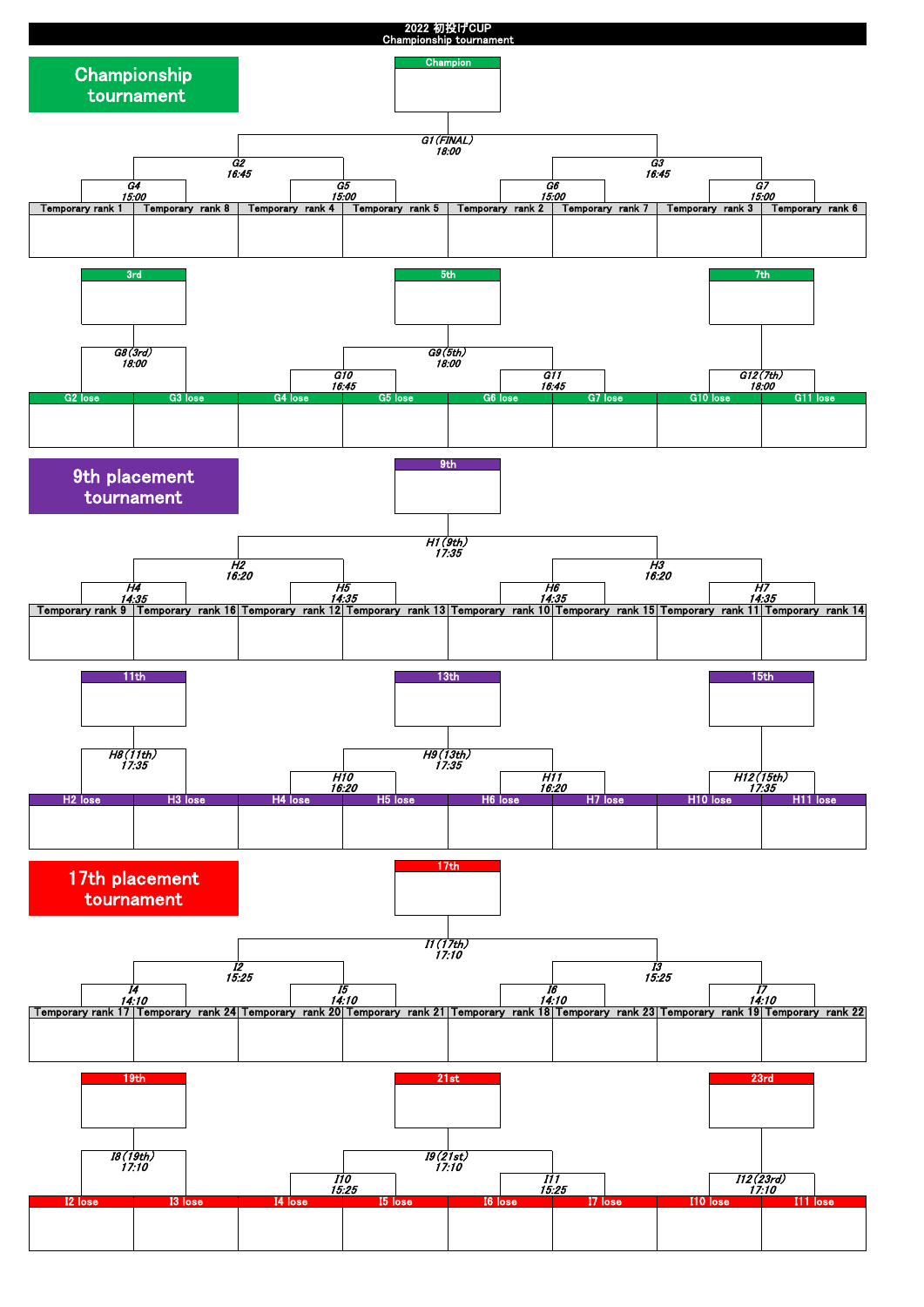# 2022 初投げCUP
Championship tournament

## Championship tournament

**Champion**

G1 (FINAL) 18:00

G2 16:45 | G3 16:45

G4 15:00 | G5 15:00 | G6 15:00 | G7 15:00

| Temporary rank 1 | Temporary rank 8 | Temporary rank 4 | Temporary rank 5 | Temporary rank 2 | Temporary rank 7 | Temporary rank 3 | Temporary rank 6 |
|---|---|---|---|---|---|---|---|
| | | | | | | | |

**3rd** | **5th** | **7th**

G8 (3rd) 18:00 | G9 (5th) 18:00 | G12 (7th) 18:00

G10 16:45 | G11 16:45

| G2 lose | G3 lose | G4 lose | G5 lose | G6 lose | G7 lose | G10 lose | G11 lose |
|---|---|---|---|---|---|---|---|
| | | | | | | | |

## 9th placement tournament

**9th**

H1 (9th) 17:35

H2 16:20 | H3 16:20

H4 14:35 | H5 14:35 | H6 14:35 | H7 14:35

| Temporary rank 9 | Temporary rank 16 | Temporary rank 12 | Temporary rank 13 | Temporary rank 10 | Temporary rank 15 | Temporary rank 11 | Temporary rank 14 |
|---|---|---|---|---|---|---|---|
| | | | | | | | |

**11th** | **13th** | **15th**

H8 (11th) 17:35 | H9 (13th) 17:35 | H12 (15th) 17:35

H10 16:20 | H11 16:20

| H2 lose | H3 lose | H4 lose | H5 lose | H6 lose | H7 lose | H10 lose | H11 lose |
|---|---|---|---|---|---|---|---|
| | | | | | | | |

## 17th placement tournament

**17th**

I1 (17th) 17:10

I2 15:25 | I3 15:25

I4 14:10 | I5 14:10 | I6 14:10 | I7 14:10

| Temporary rank 17 | Temporary rank 24 | Temporary rank 20 | Temporary rank 21 | Temporary rank 18 | Temporary rank 23 | Temporary rank 19 | Temporary rank 22 |
|---|---|---|---|---|---|---|---|
| | | | | | | | |

**19th** | **21st** | **23rd**

I8 (19th) 17:10 | I9 (21st) 17:10 | I12 (23rd) 17:10

I10 15:25 | I11 15:25

| I2 lose | I3 lose | I4 lose | I5 lose | I6 lose | I7 lose | I10 lose | I11 lose |
|---|---|---|---|---|---|---|---|
| | | | | | | | |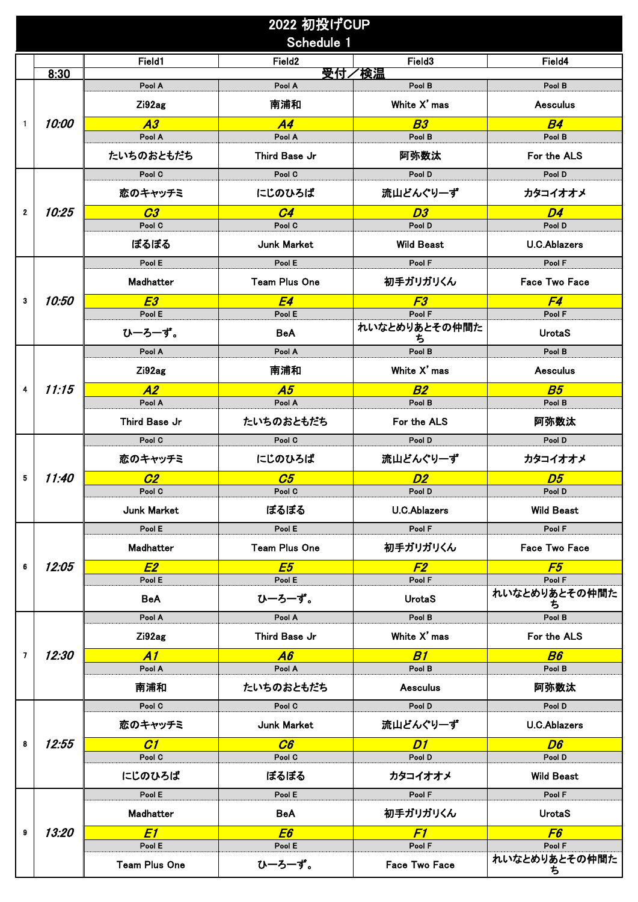# 2022 初投げCUP
## Schedule 1

| | | Field1 | Field2 | Field3 | Field4 |
|---|---|---|---|---|---|
| | 8:30 | 受付／検温 | | | |
| 1 | 10:00 | Pool A | Pool A | Pool B | Pool B |
| | | Zi92ag | 南浦和 | White X' mas | Aesculus |
| | | A3 | A4 | B3 | B4 |
| | | Pool A | Pool A | Pool B | Pool B |
| | | たいちのおともだち | Third Base Jr | 阿弥数汰 | For the ALS |
| 2 | 10:25 | Pool C | Pool C | Pool D | Pool D |
| | | 恋のキャッチミ | にじのひろば | 流山どんぐりーず | カタコイオオメ |
| | | C3 | C4 | D3 | D4 |
| | | Pool C | Pool C | Pool D | Pool D |
| | | ぽるぽる | Junk Market | Wild Beast | U.C.Ablazers |
| 3 | 10:50 | Pool E | Pool E | Pool F | Pool F |
| | | Madhatter | Team Plus One | 初手ガリガリくん | Face Two Face |
| | | E3 | E4 | F3 | F4 |
| | | Pool E | Pool E | Pool F | Pool F |
| | | ひーろーず。 | BeA | れいなとめりあとその仲間たち | UrotaS |
| 4 | 11:15 | Pool A | Pool A | Pool B | Pool B |
| | | Zi92ag | 南浦和 | White X' mas | Aesculus |
| | | A2 | A5 | B2 | B5 |
| | | Pool A | Pool A | Pool B | Pool B |
| | | Third Base Jr | たいちのおともだち | For the ALS | 阿弥数汰 |
| 5 | 11:40 | Pool C | Pool C | Pool D | Pool D |
| | | 恋のキャッチミ | にじのひろば | 流山どんぐりーず | カタコイオオメ |
| | | C2 | C5 | D2 | D5 |
| | | Pool C | Pool C | Pool D | Pool D |
| | | Junk Market | ぽるぽる | U.C.Ablazers | Wild Beast |
| 6 | 12:05 | Pool E | Pool E | Pool F | Pool F |
| | | Madhatter | Team Plus One | 初手ガリガリくん | Face Two Face |
| | | E2 | E5 | F2 | F5 |
| | | Pool E | Pool E | Pool F | Pool F |
| | | BeA | ひーろーず。 | UrotaS | れいなとめりあとその仲間たち |
| 7 | 12:30 | Pool A | Pool A | Pool B | Pool B |
| | | Zi92ag | Third Base Jr | White X' mas | For the ALS |
| | | A1 | A6 | B1 | B6 |
| | | Pool A | Pool A | Pool B | Pool B |
| | | 南浦和 | たいちのおともだち | Aesculus | 阿弥数汰 |
| 8 | 12:55 | Pool C | Pool C | Pool D | Pool D |
| | | 恋のキャッチミ | Junk Market | 流山どんぐりーず | U.C.Ablazers |
| | | C1 | C6 | D1 | D6 |
| | | Pool C | Pool C | Pool D | Pool D |
| | | にじのひろば | ぽるぽる | カタコイオオメ | Wild Beast |
| 9 | 13:20 | Pool E | Pool E | Pool F | Pool F |
| | | Madhatter | BeA | 初手ガリガリくん | UrotaS |
| | | E1 | E6 | F1 | F6 |
| | | Pool E | Pool E | Pool F | Pool F |
| | | Team Plus One | ひーろーず。 | Face Two Face | れいなとめりあとその仲間たち |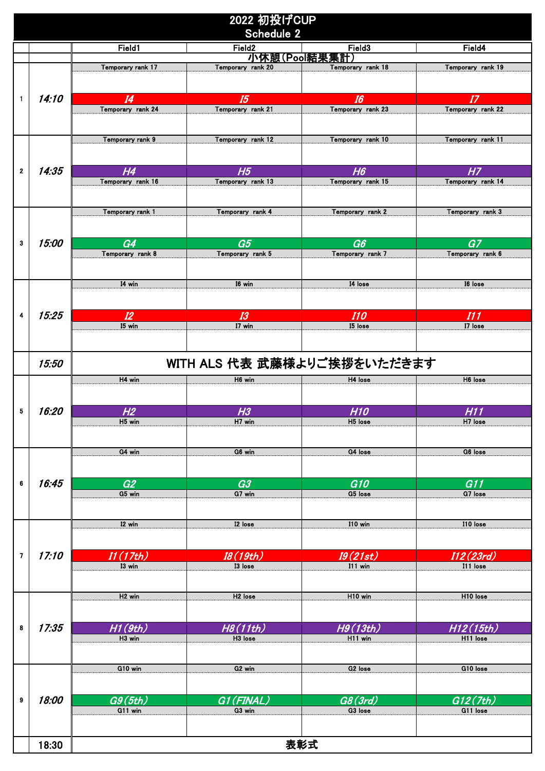# 2022 初投げCUP

## Schedule 2

| | | Field1 | Field2 | Field3 | Field4 |
|---|---|---|---|---|---|
| | | 小休憩(Pool結果集計) | | | |
| 1 | 14:10 | Temporary rank 17 | Temporary rank 20 | Temporary rank 18 | Temporary rank 19 |
| | | *I4* | *I5* | *I6* | *I7* |
| | | Temporary rank 24 | Temporary rank 21 | Temporary rank 23 | Temporary rank 22 |
| 2 | 14:35 | Temporary rank 9 | Temporary rank 12 | Temporary rank 10 | Temporary rank 11 |
| | | *H4* | *H5* | *H6* | *H7* |
| | | Temporary rank 16 | Temporary rank 13 | Temporary rank 15 | Temporary rank 14 |
| 3 | 15:00 | Temporary rank 1 | Temporary rank 4 | Temporary rank 2 | Temporary rank 3 |
| | | *G4* | *G5* | *G6* | *G7* |
| | | Temporary rank 8 | Temporary rank 5 | Temporary rank 7 | Temporary rank 6 |
| 4 | 15:25 | I4 win | I6 win | I4 lose | I6 lose |
| | | *I2* | *I3* | *I10* | *I11* |
| | | I5 win | I7 win | I5 lose | I7 lose |
| | 15:50 | WITH ALS 代表 武藤様よりご挨拶をいただきます | | | |
| 5 | 16:20 | H4 win | H6 win | H4 lose | H6 lose |
| | | *H2* | *H3* | *H10* | *H11* |
| | | H5 win | H7 win | H5 lose | H7 lose |
| 6 | 16:45 | G4 win | G6 win | G4 lose | G6 lose |
| | | *G2* | *G3* | *G10* | *G11* |
| | | G5 win | G7 win | G5 lose | G7 lose |
| 7 | 17:10 | I2 win | I2 lose | I10 win | I10 lose |
| | | *I1(17th)* | *I8(19th)* | *I9(21st)* | *I12(23rd)* |
| | | I3 win | I3 lose | I11 win | I11 lose |
| 8 | 17:35 | H2 win | H2 lose | H10 win | H10 lose |
| | | *H1(9th)* | *H8(11th)* | *H9(13th)* | *H12(15th)* |
| | | H3 win | H3 lose | H11 win | H11 lose |
| 9 | 18:00 | G10 win | G2 win | G2 lose | G10 lose |
| | | *G9(5th)* | *G1(FINAL)* | *G8(3rd)* | *G12(7th)* |
| | | G11 win | G3 win | G3 lose | G11 lose |
| | 18:30 | 表彰式 | | | |